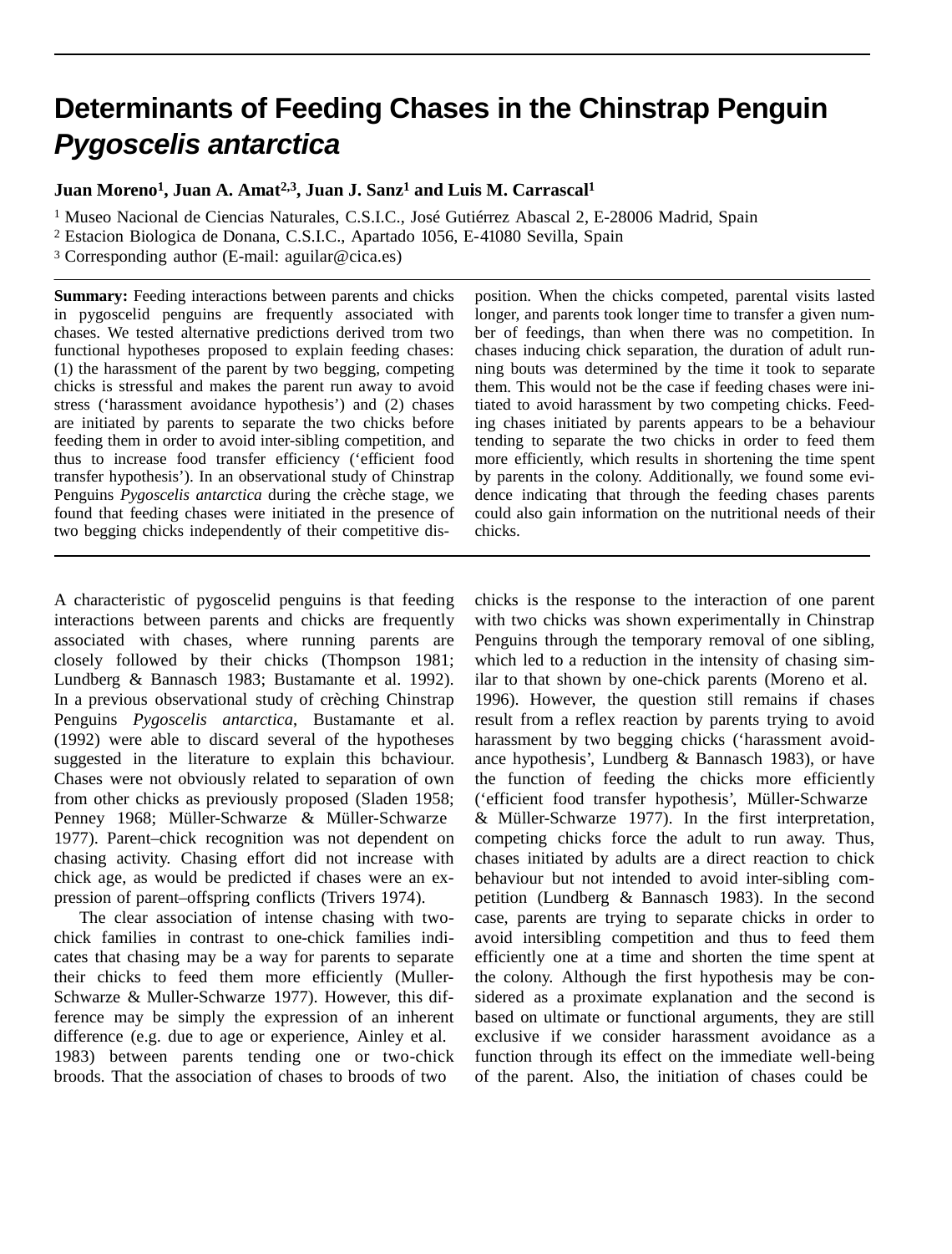# Determinants of Feeding Chases in the Chinstrap Penguin *Pygoscelis antarctica*

**Juan Moreno[1], Juan A. Amat[2,3], Juan J. Sanz[1] and Luis M. Carrascal[1]**

[1] Museo Nacional de Ciencias Naturales, C.S.I.C., José Gutiérrez Abascal 2, E-28006 Madrid, Spain

[2] Estacion Biologica de Donana, C.S.I.C., Apartado 1056, E-41080 Sevilla, Spain

[3] Corresponding author (E-mail: aguilar@cica.es)

**Summary:** Feeding interactions between parents and chicks in pygoscelid penguins are frequently associated with chases. We tested alternative predictions derived trom two functional hypotheses proposed to explain feeding chases: (1) the harassment of the parent by two begging, competing chicks is stressful and makes the parent run away to avoid stress ('harassment avoidance hypothesis') and (2) chases are initiated by parents to separate the two chicks before feeding them in order to avoid inter-sibling competition, and thus to increase food transfer efficiency ('efficient food transfer hypothesis'). In an observational study of Chinstrap Penguins *Pygoscelis antarctica* during the crèche stage, we found that feeding chases were initiated in the presence of two begging chicks independently of their competitive disposition. When the chicks competed, parental visits lasted longer, and parents took longer time to transfer a given number of feedings, than when there was no competition. In chases inducing chick separation, the duration of adult running bouts was determined by the time it took to separate them. This would not be the case if feeding chases were initiated to avoid harassment by two competing chicks. Feeding chases initiated by parents appears to be a behaviour tending to separate the two chicks in order to feed them more efficiently, which results in shortening the time spent by parents in the colony. Additionally, we found some evidence indicating that through the feeding chases parents could also gain information on the nutritional needs of their chicks.

A characteristic of pygoscelid penguins is that feeding interactions between parents and chicks are frequently associated with chases, where running parents are closely followed by their chicks (Thompson 1981; Lundberg & Bannasch 1983; Bustamante et al. 1992). In a previous observational study of crèching Chinstrap Penguins *Pygoscelis antarctica*, Bustamante et al. (1992) were able to discard several of the hypotheses suggested in the literature to explain this bchaviour. Chases were not obviously related to separation of own from other chicks as previously proposed (Sladen 1958; Penney 1968; Müller-Schwarze & Müller-Schwarze 1977). Parent–chick recognition was not dependent on chasing activity. Chasing effort did not increase with chick age, as would be predicted if chases were an expression of parent–offspring conflicts (Trivers 1974).

The clear association of intense chasing with two-chick families in contrast to one-chick families indicates that chasing may be a way for parents to separate their chicks to feed them more efficiently (Muller-Schwarze & Muller-Schwarze 1977). However, this difference may be simply the expression of an inherent difference (e.g. due to age or experience, Ainley et al. 1983) between parents tending one or two-chick broods. That the association of chases to broods of two chicks is the response to the interaction of one parent with two chicks was shown experimentally in Chinstrap Penguins through the temporary removal of one sibling, which led to a reduction in the intensity of chasing similar to that shown by one-chick parents (Moreno et al. 1996). However, the question still remains if chases result from a reflex reaction by parents trying to avoid harassment by two begging chicks ('harassment avoidance hypothesis', Lundberg & Bannasch 1983), or have the function of feeding the chicks more efficiently ('efficient food transfer hypothesis', Müller-Schwarze & Müller-Schwarze 1977). In the first interpretation, competing chicks force the adult to run away. Thus, chases initiated by adults are a direct reaction to chick behaviour but not intended to avoid inter-sibling competition (Lundberg & Bannasch 1983). In the second case, parents are trying to separate chicks in order to avoid intersibling competition and thus to feed them efficiently one at a time and shorten the time spent at the colony. Although the first hypothesis may be considered as a proximate explanation and the second is based on ultimate or functional arguments, they are still exclusive if we consider harassment avoidance as a function through its effect on the immediate well-being of the parent. Also, the initiation of chases could be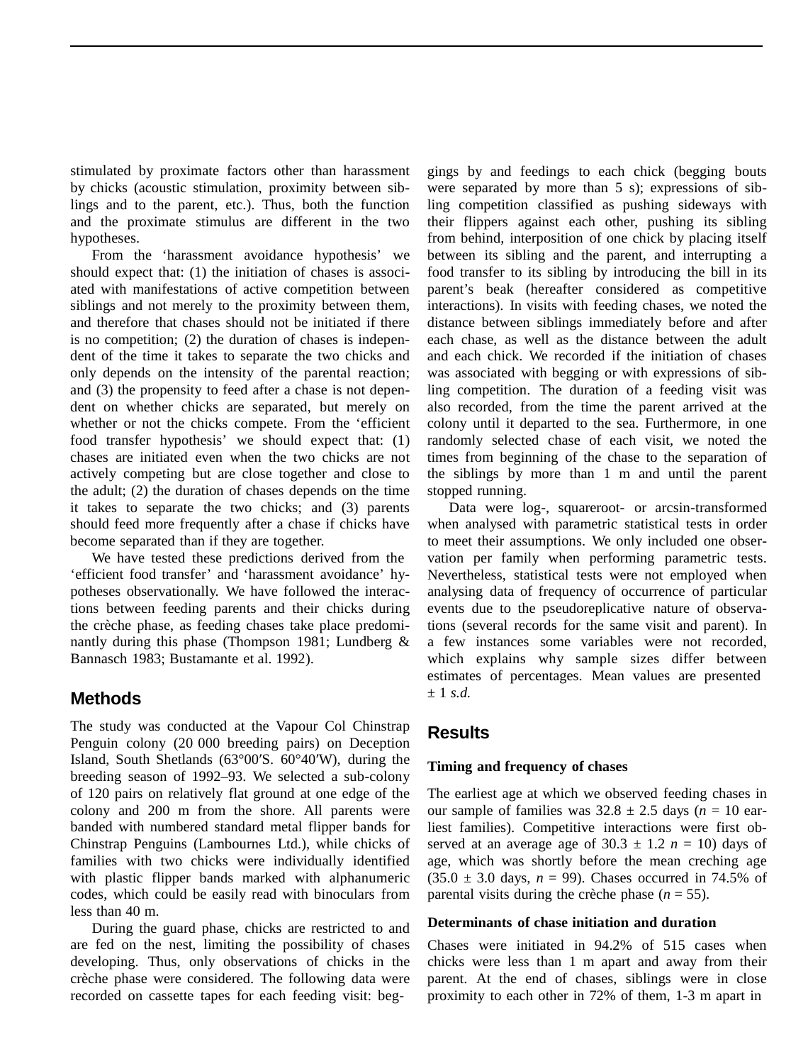stimulated by proximate factors other than harassment by chicks (acoustic stimulation, proximity between siblings and to the parent, etc.). Thus, both the function and the proximate stimulus are different in the two hypotheses.

From the 'harassment avoidance hypothesis' we should expect that: (1) the initiation of chases is associated with manifestations of active competition between siblings and not merely to the proximity between them, and therefore that chases should not be initiated if there is no competition; (2) the duration of chases is independent of the time it takes to separate the two chicks and only depends on the intensity of the parental reaction; and (3) the propensity to feed after a chase is not dependent on whether chicks are separated, but merely on whether or not the chicks compete. From the 'efficient food transfer hypothesis' we should expect that: (1) chases are initiated even when the two chicks are not actively competing but are close together and close to the adult; (2) the duration of chases depends on the time it takes to separate the two chicks; and (3) parents should feed more frequently after a chase if chicks have become separated than if they are together.

We have tested these predictions derived from the 'efficient food transfer' and 'harassment avoidance' hypotheses observationally. We have followed the interactions between feeding parents and their chicks during the crèche phase, as feeding chases take place predominantly during this phase (Thompson 1981; Lundberg & Bannasch 1983; Bustamante et al. 1992).

## Methods

The study was conducted at the Vapour Col Chinstrap Penguin colony (20 000 breeding pairs) on Deception Island, South Shetlands (63°00′S. 60°40′W), during the breeding season of 1992–93. We selected a sub-colony of 120 pairs on relatively flat ground at one edge of the colony and 200 m from the shore. All parents were banded with numbered standard metal flipper bands for Chinstrap Penguins (Lambournes Ltd.), while chicks of families with two chicks were individually identified with plastic flipper bands marked with alphanumeric codes, which could be easily read with binoculars from less than 40 m.

During the guard phase, chicks are restricted to and are fed on the nest, limiting the possibility of chases developing. Thus, only observations of chicks in the crèche phase were considered. The following data were recorded on cassette tapes for each feeding visit: beggings by and feedings to each chick (begging bouts were separated by more than 5 s); expressions of sibling competition classified as pushing sideways with their flippers against each other, pushing its sibling from behind, interposition of one chick by placing itself between its sibling and the parent, and interrupting a food transfer to its sibling by introducing the bill in its parent's beak (hereafter considered as competitive interactions). In visits with feeding chases, we noted the distance between siblings immediately before and after each chase, as well as the distance between the adult and each chick. We recorded if the initiation of chases was associated with begging or with expressions of sibling competition. The duration of a feeding visit was also recorded, from the time the parent arrived at the colony until it departed to the sea. Furthermore, in one randomly selected chase of each visit, we noted the times from beginning of the chase to the separation of the siblings by more than 1 m and until the parent stopped running.

Data were log-, squareroot- or arcsin-transformed when analysed with parametric statistical tests in order to meet their assumptions. We only included one observation per family when performing parametric tests. Nevertheless, statistical tests were not employed when analysing data of frequency of occurrence of particular events due to the pseudoreplicative nature of observations (several records for the same visit and parent). In a few instances some variables were not recorded, which explains why sample sizes differ between estimates of percentages. Mean values are presented $\pm$ 1 *s.d.*

## Results

### Timing and frequency of chases

The earliest age at which we observed feeding chases in our sample of families was $32.8 \pm 2.5$ days ($n = 10$ earliest families). Competitive interactions were first observed at an average age of $30.3 \pm 1.2$ $n = 10$) days of age, which was shortly before the mean creching age ($35.0 \pm 3.0$ days, $n = 99$). Chases occurred in 74.5% of parental visits during the crèche phase ($n = 55$).

### Determinants of chase initiation and duration

Chases were initiated in 94.2% of 515 cases when chicks were less than 1 m apart and away from their parent. At the end of chases, siblings were in close proximity to each other in 72% of them, 1-3 m apart in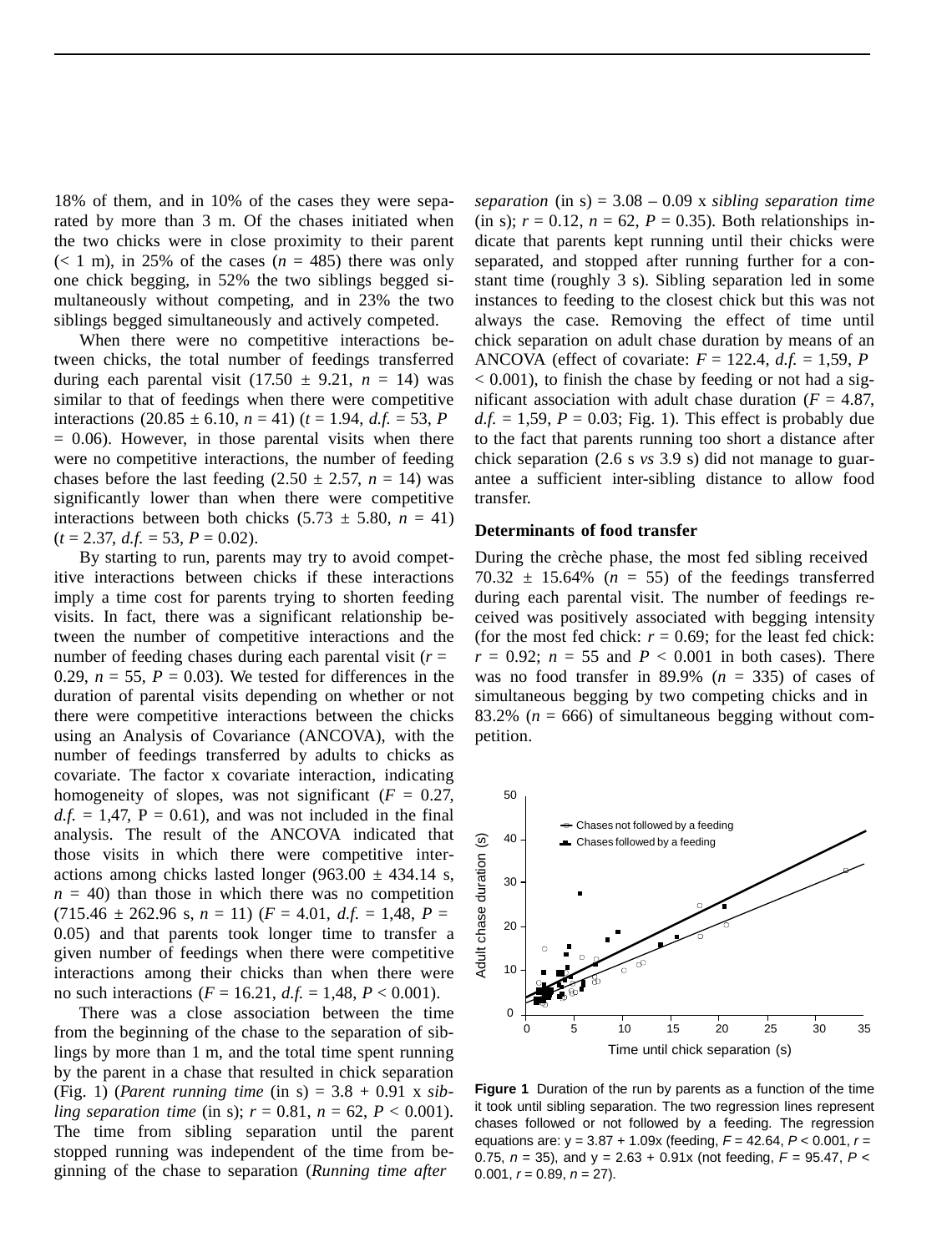18% of them, and in 10% of the cases they were separated by more than 3 m. Of the chases initiated when the two chicks were in close proximity to their parent (< 1 m), in 25% of the cases ($n$ = 485) there was only one chick begging, in 52% the two siblings begged simultaneously without competing, and in 23% the two siblings begged simultaneously and actively competed.

When there were no competitive interactions between chicks, the total number of feedings transferred during each parental visit (17.50 ± 9.21, $n$ = 14) was similar to that of feedings when there were competitive interactions (20.85 ± 6.10, $n$ = 41) ($t$ = 1.94, *d.f.* = 53, $P$ = 0.06). However, in those parental visits when there were no competitive interactions, the number of feeding chases before the last feeding (2.50 ± 2.57, $n$ = 14) was significantly lower than when there were competitive interactions between both chicks (5.73 ± 5.80, $n$ = 41) ($t$ = 2.37, *d.f.* = 53, $P$ = 0.02).

By starting to run, parents may try to avoid competitive interactions between chicks if these interactions imply a time cost for parents trying to shorten feeding visits. In fact, there was a significant relationship between the number of competitive interactions and the number of feeding chases during each parental visit ($r$ = 0.29, $n$ = 55, $P$ = 0.03). We tested for differences in the duration of parental visits depending on whether or not there were competitive interactions between the chicks using an Analysis of Covariance (ANCOVA), with the number of feedings transferred by adults to chicks as covariate. The factor x covariate interaction, indicating homogeneity of slopes, was not significant ($F$ = 0.27, *d.f.* = 1,47, P = 0.61), and was not included in the final analysis. The result of the ANCOVA indicated that those visits in which there were competitive interactions among chicks lasted longer (963.00 ± 434.14 s, $n$ = 40) than those in which there was no competition (715.46 ± 262.96 s, $n$ = 11) ($F$ = 4.01, *d.f.* = 1,48, $P$ = 0.05) and that parents took longer time to transfer a given number of feedings when there were competitive interactions among their chicks than when there were no such interactions ($F$ = 16.21, *d.f.* = 1,48, $P$ < 0.001).

There was a close association between the time from the beginning of the chase to the separation of siblings by more than 1 m, and the total time spent running by the parent in a chase that resulted in chick separation (Fig. 1) (*Parent running time* (in s) = 3.8 + 0.91 x *sibling separation time* (in s); $r$ = 0.81, $n$ = 62, $P$ < 0.001). The time from sibling separation until the parent stopped running was independent of the time from beginning of the chase to separation (*Running time after separation* (in s) = 3.08 – 0.09 x *sibling separation time* (in s); $r$ = 0.12, $n$ = 62, $P$ = 0.35). Both relationships indicate that parents kept running until their chicks were separated, and stopped after running further for a constant time (roughly 3 s). Sibling separation led in some instances to feeding to the closest chick but this was not always the case. Removing the effect of time until chick separation on adult chase duration by means of an ANCOVA (effect of covariate: $F$ = 122.4, *d.f.* = 1,59, $P$ < 0.001), to finish the chase by feeding or not had a significant association with adult chase duration ($F$ = 4.87, *d.f.* = 1,59, $P$ = 0.03; Fig. 1). This effect is probably due to the fact that parents running too short a distance after chick separation (2.6 s *vs* 3.9 s) did not manage to guarantee a sufficient inter-sibling distance to allow food transfer.

### Determinants of food transfer

During the crèche phase, the most fed sibling received 70.32 ± 15.64% ($n$ = 55) of the feedings transferred during each parental visit. The number of feedings received was positively associated with begging intensity (for the most fed chick: $r$ = 0.69; for the least fed chick: $r$ = 0.92; $n$ = 55 and $P$ < 0.001 in both cases). There was no food transfer in 89.9% ($n$ = 335) of cases of simultaneous begging by two competing chicks and in 83.2% ($n$ = 666) of simultaneous begging without competition.

**Figure 1** Duration of the run by parents as a function of the time it took until sibling separation. The two regression lines represent chases followed or not followed by a feeding. The regression equations are: y = 3.87 + 1.09x (feeding, $F$ = 42.64, $P$ < 0.001, $r$ = 0.75, $n$ = 35), and y = 2.63 + 0.91x (not feeding, $F$ = 95.47, $P$ < 0.001, $r$ = 0.89, $n$ = 27).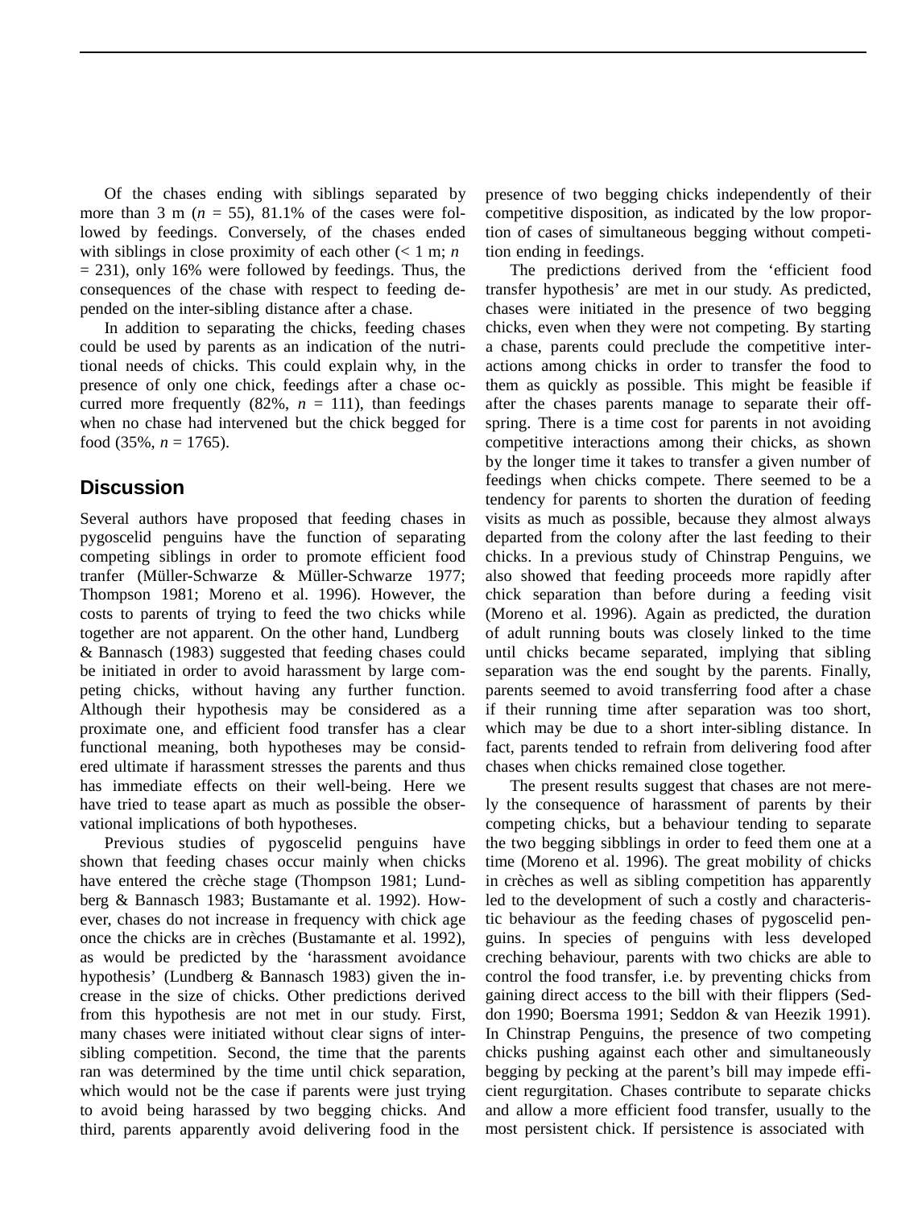Of the chases ending with siblings separated by more than 3 m ($n = 55$), 81.1% of the cases were followed by feedings. Conversely, of the chases ended with siblings in close proximity of each other (< 1 m; $n = 231$), only 16% were followed by feedings. Thus, the consequences of the chase with respect to feeding depended on the inter-sibling distance after a chase.

In addition to separating the chicks, feeding chases could be used by parents as an indication of the nutritional needs of chicks. This could explain why, in the presence of only one chick, feedings after a chase occurred more frequently (82%, $n = 111$), than feedings when no chase had intervened but the chick begged for food (35%, $n = 1765$).

## Discussion

Several authors have proposed that feeding chases in pygoscelid penguins have the function of separating competing siblings in order to promote efficient food tranfer (Müller-Schwarze & Müller-Schwarze 1977; Thompson 1981; Moreno et al. 1996). However, the costs to parents of trying to feed the two chicks while together are not apparent. On the other hand, Lundberg & Bannasch (1983) suggested that feeding chases could be initiated in order to avoid harassment by large competing chicks, without having any further function. Although their hypothesis may be considered as a proximate one, and efficient food transfer has a clear functional meaning, both hypotheses may be considered ultimate if harassment stresses the parents and thus has immediate effects on their well-being. Here we have tried to tease apart as much as possible the observational implications of both hypotheses.

Previous studies of pygoscelid penguins have shown that feeding chases occur mainly when chicks have entered the crèche stage (Thompson 1981; Lundberg & Bannasch 1983; Bustamante et al. 1992). However, chases do not increase in frequency with chick age once the chicks are in crèches (Bustamante et al. 1992), as would be predicted by the 'harassment avoidance hypothesis' (Lundberg & Bannasch 1983) given the increase in the size of chicks. Other predictions derived from this hypothesis are not met in our study. First, many chases were initiated without clear signs of inter-sibling competition. Second, the time that the parents ran was determined by the time until chick separation, which would not be the case if parents were just trying to avoid being harassed by two begging chicks. And third, parents apparently avoid delivering food in the presence of two begging chicks independently of their competitive disposition, as indicated by the low proportion of cases of simultaneous begging without competition ending in feedings.

The predictions derived from the 'efficient food transfer hypothesis' are met in our study. As predicted, chases were initiated in the presence of two begging chicks, even when they were not competing. By starting a chase, parents could preclude the competitive interactions among chicks in order to transfer the food to them as quickly as possible. This might be feasible if after the chases parents manage to separate their offspring. There is a time cost for parents in not avoiding competitive interactions among their chicks, as shown by the longer time it takes to transfer a given number of feedings when chicks compete. There seemed to be a tendency for parents to shorten the duration of feeding visits as much as possible, because they almost always departed from the colony after the last feeding to their chicks. In a previous study of Chinstrap Penguins, we also showed that feeding proceeds more rapidly after chick separation than before during a feeding visit (Moreno et al. 1996). Again as predicted, the duration of adult running bouts was closely linked to the time until chicks became separated, implying that sibling separation was the end sought by the parents. Finally, parents seemed to avoid transferring food after a chase if their running time after separation was too short, which may be due to a short inter-sibling distance. In fact, parents tended to refrain from delivering food after chases when chicks remained close together.

The present results suggest that chases are not merely the consequence of harassment of parents by their competing chicks, but a behaviour tending to separate the two begging sibblings in order to feed them one at a time (Moreno et al. 1996). The great mobility of chicks in crèches as well as sibling competition has apparently led to the development of such a costly and characteristic behaviour as the feeding chases of pygoscelid penguins. In species of penguins with less developed creching behaviour, parents with two chicks are able to control the food transfer, i.e. by preventing chicks from gaining direct access to the bill with their flippers (Seddon 1990; Boersma 1991; Seddon & van Heezik 1991). In Chinstrap Penguins, the presence of two competing chicks pushing against each other and simultaneously begging by pecking at the parent's bill may impede efficient regurgitation. Chases contribute to separate chicks and allow a more efficient food transfer, usually to the most persistent chick. If persistence is associated with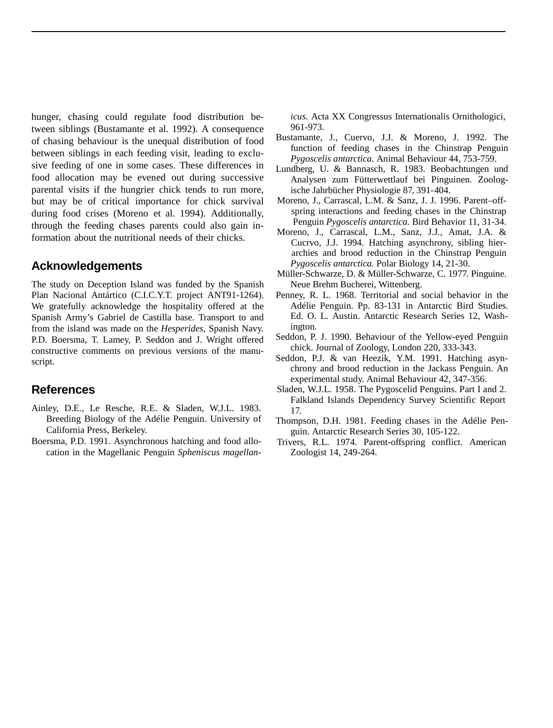hunger, chasing could regulate food distribution between siblings (Bustamante et al. 1992). A consequence of chasing behaviour is the unequal distribution of food between siblings in each feeding visit, leading to exclusive feeding of one in some cases. These differences in food allocation may be evened out during successive parental visits if the hungrier chick tends to run more, but may be of critical importance for chick survival during food crises (Moreno et al. 1994). Additionally, through the feeding chases parents could also gain information about the nutritional needs of their chicks.

## Acknowledgements

The study on Deception Island was funded by the Spanish Plan Nacional Antártico (C.I.C.Y.T. project ANT91-1264). We gratefully acknowledge the hospitality offered at the Spanish Army's Gabriel de Castilla base. Transport to and from the island was made on the *Hesperides*, Spanish Navy. P.D. Boersma, T. Lamey, P. Seddon and J. Wright offered constructive comments on previous versions of the manuscript.

## References

Ainley, D.E., Le Resche, R.E. & Sladen, W.J.L. 1983. Breeding Biology of the Adélie Penguin. University of California Press, Berkeley.

Boersma, P.D. 1991. Asynchronous hatching and food allocation in the Magellanic Penguin *Spheniscus magellanicus.* Acta XX Congressus Internationalis Ornithologici, 961-973.

Bustamante, J., Cuervo, J.J. & Moreno, J. 1992. The function of feeding chases in the Chinstrap Penguin *Pygoscelis antarctica*. Animal Behaviour 44, 753-759.

Lundberg, U. & Bannasch, R. 1983. Beobachtungen und Analysen zum Fütterwettlauf bei Pinguinen. Zoologische Jahrbücher Physiologie 87, 391-404.

Moreno, J., Carrascal, L.M. & Sanz, J. J. 1996. Parent–offspring interactions and feeding chases in the Chinstrap Penguin *Pygoscelis antarctica.* Bird Behavior 11, 31-34.

Moreno, J., Carrascal, L.M., Sanz, J.J., Amat, J.A. & Cucrvo, J.J. 1994. Hatching asynchrony, sibling hierarchies and brood reduction in the Chinstrap Penguin *Pygoscelis antarctica.* Polar Biology 14, 21-30.

Müller-Schwarze, D. & Müller-Schwarze, C. 1977. Pinguine. Neue Brehm Bucherei, Wittenberg.

Penney, R. L. 1968. Territorial and social behavior in the Adélie Penguin. Pp. 83-131 in Antarctic Bird Studies. Ed. O. L. Austin. Antarctic Research Series 12, Washington.

Seddon, P. J. 1990. Behaviour of the Yellow-eyed Penguin chick. Journal of Zoology, London 220, 333-343.

Seddon, P.J. & van Heezik, Y.M. 1991. Hatching asynchrony and brood reduction in the Jackass Penguin. An experimental study. Animal Behaviour 42, 347-356.

Sladen, W.J.L. 1958. The Pygoscelid Penguins. Part I and 2. Falkland Islands Dependency Survey Scientific Report 17.

Thompson, D.H. 1981. Feeding chases in the Adélie Penguin. Antarctic Research Series 30, 105-122.

Trivers, R.L. 1974. Parent-offspring conflict. American Zoologist 14, 249-264.